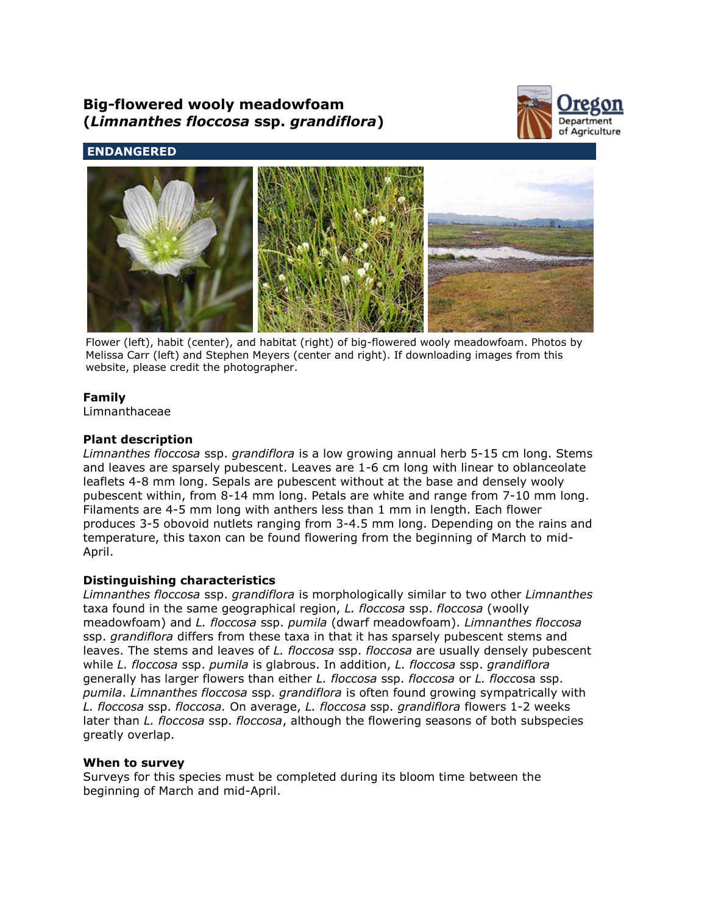# Big-flowered wooly meadowfoam (*Limnanthes floccosa* ssp. *grandiflora*)

## ENDANGERED

Flower (left), habit (center), and habitat (right) of big-flowered wooly meadowfoam. Photos by Melissa Carr (left) and Stephen Meyers (center and right). If downloading images from this website, please credit the photographer.

### Family

Limnanthaceae

### Plant description

*Limnanthes floccosa* ssp. *grandiflora* is a low growing annual herb 5-15 cm long. Stems and leaves are sparsely pubescent. Leaves are 1-6 cm long with linear to oblanceolate leaflets 4-8 mm long. Sepals are pubescent without at the base and densely wooly pubescent within, from 8-14 mm long. Petals are white and range from 7-10 mm long. Filaments are 4-5 mm long with anthers less than 1 mm in length. Each flower produces 3-5 obovoid nutlets ranging from 3-4.5 mm long. Depending on the rains and temperature, this taxon can be found flowering from the beginning of March to mid-April.

### Distinguishing characteristics

*Limnanthes floccosa* ssp. *grandiflora* is morphologically similar to two other *Limnanthes* taxa found in the same geographical region, *L. floccosa* ssp. *floccosa* (woolly meadowfoam) and *L. floccosa* ssp. *pumila* (dwarf meadowfoam). *Limnanthes floccosa* ssp. *grandiflora* differs from these taxa in that it has sparsely pubescent stems and leaves. The stems and leaves of *L. floccosa* ssp. *floccosa* are usually densely pubescent while *L. floccosa* ssp. *pumila* is glabrous. In addition, *L. floccosa* ssp. *grandiflora* generally has larger flowers than either *L. floccosa* ssp. *floccosa* or *L. floccosa* ssp. *pumila*. *Limnanthes floccosa* ssp. *grandiflora* is often found growing sympatrically with *L. floccosa* ssp. *floccosa.* On average, *L. floccosa* ssp. *grandiflora* flowers 1-2 weeks later than *L. floccosa* ssp. *floccosa*, although the flowering seasons of both subspecies greatly overlap.

### When to survey

Surveys for this species must be completed during its bloom time between the beginning of March and mid-April.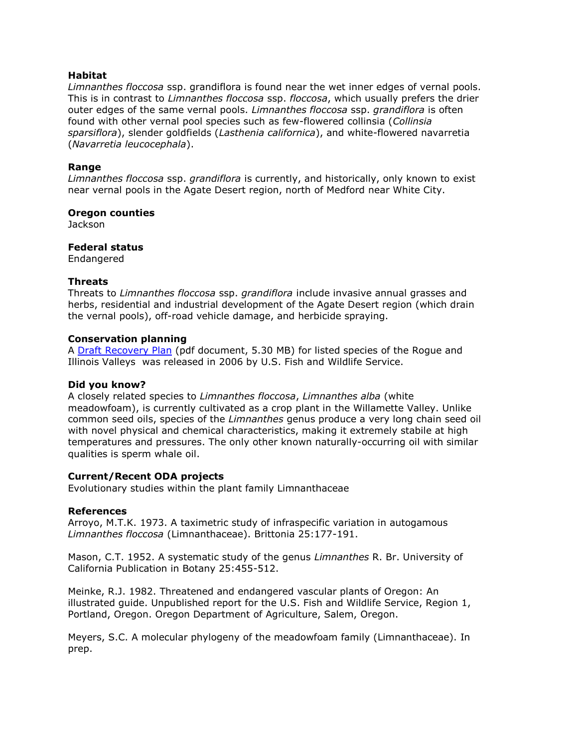### Habitat

*Limnanthes floccosa* ssp. grandiflora is found near the wet inner edges of vernal pools. This is in contrast to *Limnanthes floccosa* ssp. *floccosa*, which usually prefers the drier outer edges of the same vernal pools. *Limnanthes floccosa* ssp. *grandiflora* is often found with other vernal pool species such as few-flowered collinsia (*Collinsia sparsiflora*), slender goldfields (*Lasthenia californica*), and white-flowered navarretia (*Navarretia leucocephala*).

### Range

*Limnanthes floccosa* ssp. *grandiflora* is currently, and historically, only known to exist near vernal pools in the Agate Desert region, north of Medford near White City.

### Oregon counties

Jackson

### Federal status

Endangered

### Threats

Threats to *Limnanthes floccosa* ssp. *grandiflora* include invasive annual grasses and herbs, residential and industrial development of the Agate Desert region (which drain the vernal pools), off-road vehicle damage, and herbicide spraying.

### Conservation planning

A [Draft Recovery Plan](#) (pdf document, 5.30 MB) for listed species of the Rogue and Illinois Valleys was released in 2006 by U.S. Fish and Wildlife Service.

### Did you know?

A closely related species to *Limnanthes floccosa*, *Limnanthes alba* (white meadowfoam), is currently cultivated as a crop plant in the Willamette Valley. Unlike common seed oils, species of the *Limnanthes* genus produce a very long chain seed oil with novel physical and chemical characteristics, making it extremely stabile at high temperatures and pressures. The only other known naturally-occurring oil with similar qualities is sperm whale oil.

### Current/Recent ODA projects

Evolutionary studies within the plant family Limnanthaceae

### References

Arroyo, M.T.K. 1973. A taximetric study of infraspecific variation in autogamous *Limnanthes floccosa* (Limnanthaceae). Brittonia 25:177-191.

Mason, C.T. 1952. A systematic study of the genus *Limnanthes* R. Br. University of California Publication in Botany 25:455-512.

Meinke, R.J. 1982. Threatened and endangered vascular plants of Oregon: An illustrated guide. Unpublished report for the U.S. Fish and Wildlife Service, Region 1, Portland, Oregon. Oregon Department of Agriculture, Salem, Oregon.

Meyers, S.C. A molecular phylogeny of the meadowfoam family (Limnanthaceae). In prep.